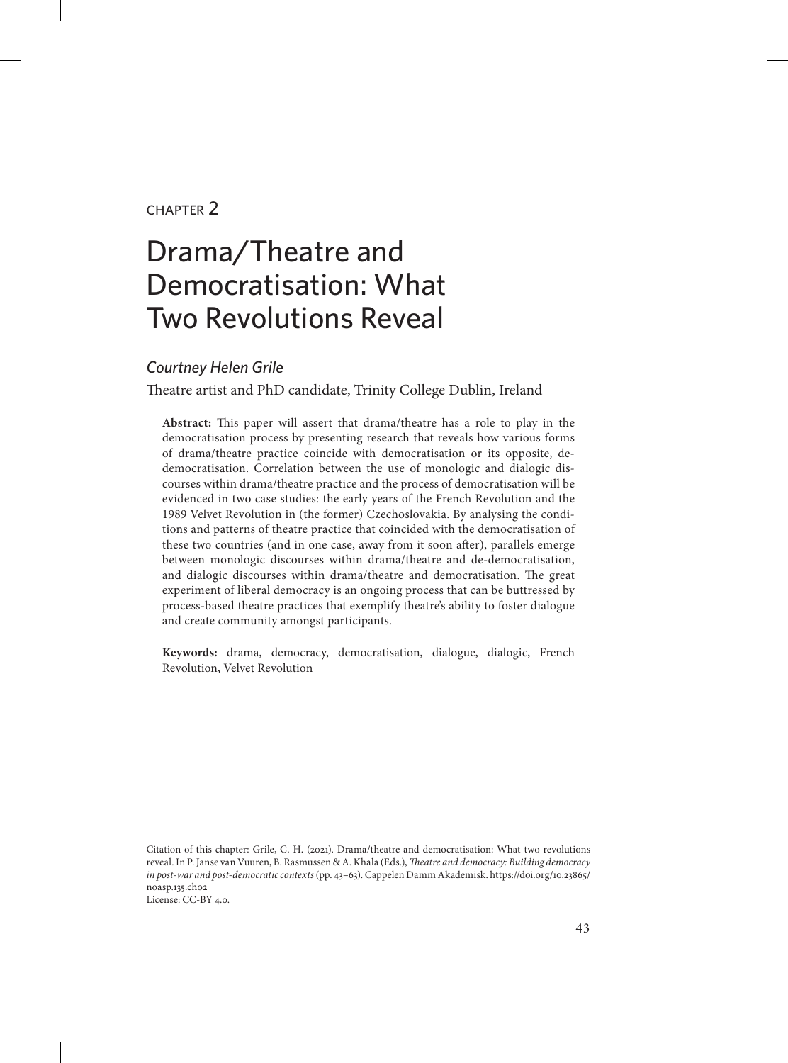CHAPTER 2

# Drama/Theatre and Democratisation: What Two Revolutions Reveal

*Courtney Helen Grile*

Theatre artist and PhD candidate, Trinity College Dublin, Ireland

**Abstract:** This paper will assert that drama/theatre has a role to play in the democratisation process by presenting research that reveals how various forms of drama/theatre practice coincide with democratisation or its opposite, de-democratisation. Correlation between the use of monologic and dialogic discourses within drama/theatre practice and the process of democratisation will be evidenced in two case studies: the early years of the French Revolution and the 1989 Velvet Revolution in (the former) Czechoslovakia. By analysing the conditions and patterns of theatre practice that coincided with the democratisation of these two countries (and in one case, away from it soon after), parallels emerge between monologic discourses within drama/theatre and de-democratisation, and dialogic discourses within drama/theatre and democratisation. The great experiment of liberal democracy is an ongoing process that can be buttressed by process-based theatre practices that exemplify theatre's ability to foster dialogue and create community amongst participants.

**Keywords:** drama, democracy, democratisation, dialogue, dialogic, French Revolution, Velvet Revolution

Citation of this chapter: Grile, C. H. (2021). Drama/theatre and democratisation: What two revolutions reveal. In P. Janse van Vuuren, B. Rasmussen & A. Khala (Eds.), *Theatre and democracy: Building democracy in post-war and post-democratic contexts* (pp. 43–63). Cappelen Damm Akademisk. https://doi.org/10.23865/noasp.135.ch02

License: CC-BY 4.0.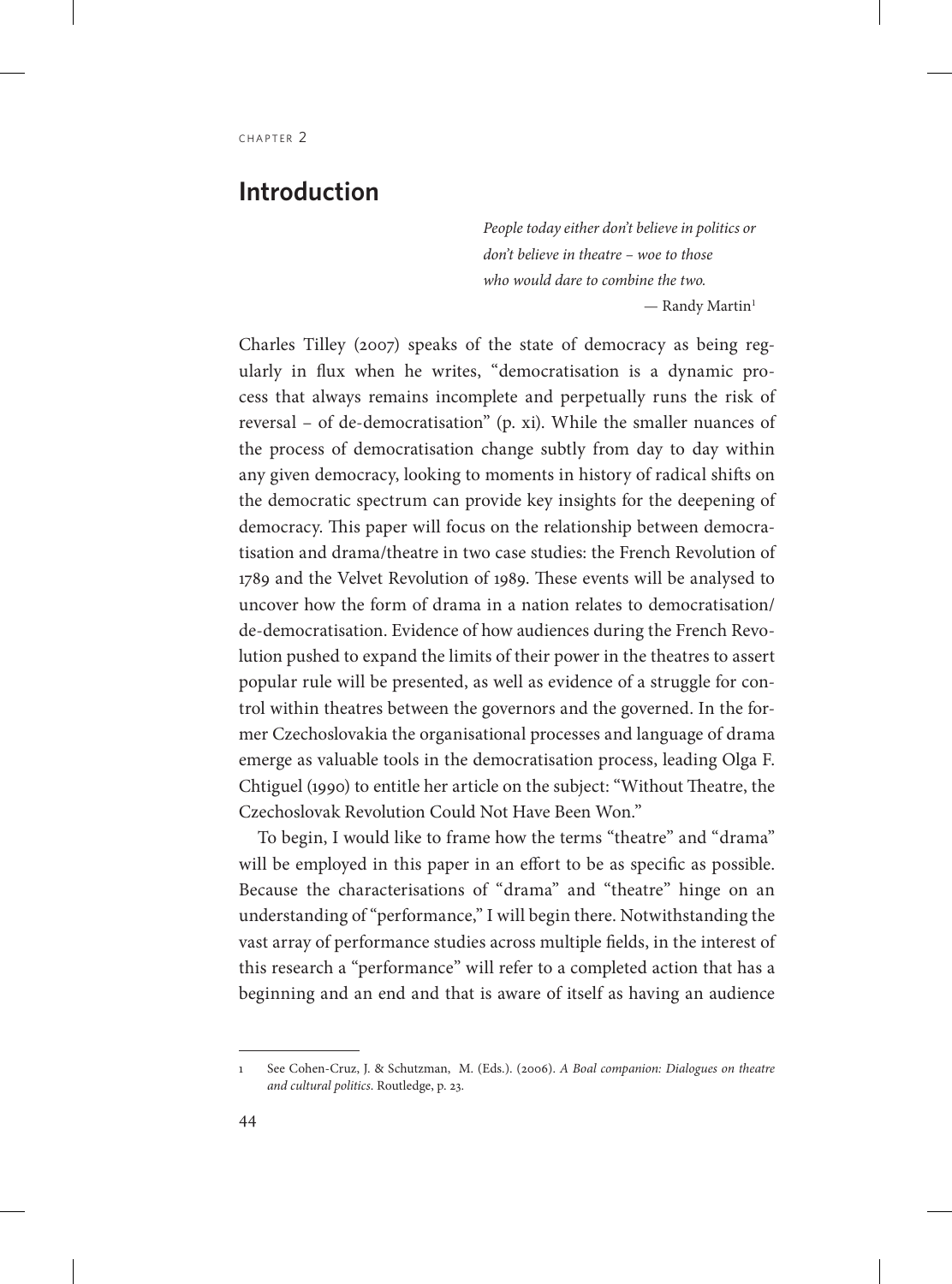CHAPTER 2

## Introduction

> *People today either don't believe in politics or don't believe in theatre – woe to those who would dare to combine the two.*
>
> — Randy Martin[1]

Charles Tilley (2007) speaks of the state of democracy as being regularly in flux when he writes, "democratisation is a dynamic process that always remains incomplete and perpetually runs the risk of reversal – of de-democratisation" (p. xi). While the smaller nuances of the process of democratisation change subtly from day to day within any given democracy, looking to moments in history of radical shifts on the democratic spectrum can provide key insights for the deepening of democracy. This paper will focus on the relationship between democratisation and drama/theatre in two case studies: the French Revolution of 1789 and the Velvet Revolution of 1989. These events will be analysed to uncover how the form of drama in a nation relates to democratisation/de-democratisation. Evidence of how audiences during the French Revolution pushed to expand the limits of their power in the theatres to assert popular rule will be presented, as well as evidence of a struggle for control within theatres between the governors and the governed. In the former Czechoslovakia the organisational processes and language of drama emerge as valuable tools in the democratisation process, leading Olga F. Chtiguel (1990) to entitle her article on the subject: "Without Theatre, the Czechoslovak Revolution Could Not Have Been Won."

To begin, I would like to frame how the terms "theatre" and "drama" will be employed in this paper in an effort to be as specific as possible. Because the characterisations of "drama" and "theatre" hinge on an understanding of "performance," I will begin there. Notwithstanding the vast array of performance studies across multiple fields, in the interest of this research a "performance" will refer to a completed action that has a beginning and an end and that is aware of itself as having an audience

---

1 See Cohen-Cruz, J. & Schutzman, M. (Eds.). (2006). *A Boal companion: Dialogues on theatre and cultural politics*. Routledge, p. 23.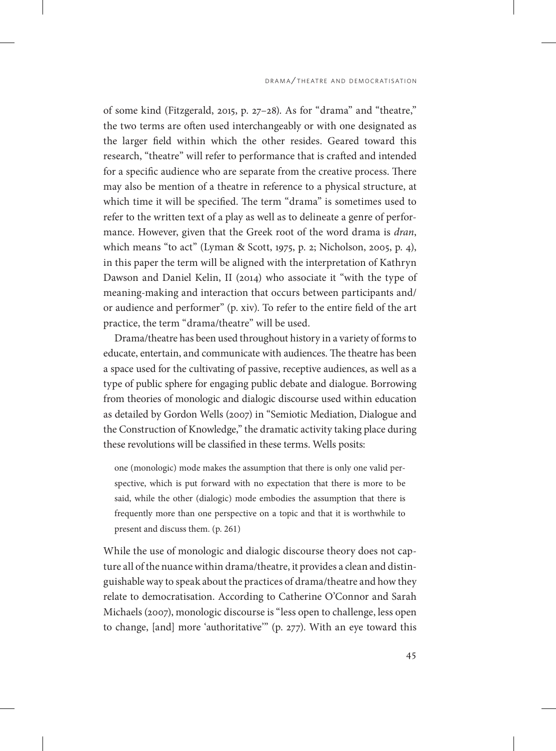of some kind (Fitzgerald, 2015, p. 27–28). As for "drama" and "theatre," the two terms are often used interchangeably or with one designated as the larger field within which the other resides. Geared toward this research, "theatre" will refer to performance that is crafted and intended for a specific audience who are separate from the creative process. There may also be mention of a theatre in reference to a physical structure, at which time it will be specified. The term "drama" is sometimes used to refer to the written text of a play as well as to delineate a genre of performance. However, given that the Greek root of the word drama is *dran*, which means "to act" (Lyman & Scott, 1975, p. 2; Nicholson, 2005, p. 4), in this paper the term will be aligned with the interpretation of Kathryn Dawson and Daniel Kelin, II (2014) who associate it "with the type of meaning-making and interaction that occurs between participants and/or audience and performer" (p. xiv). To refer to the entire field of the art practice, the term "drama/theatre" will be used.

Drama/theatre has been used throughout history in a variety of forms to educate, entertain, and communicate with audiences. The theatre has been a space used for the cultivating of passive, receptive audiences, as well as a type of public sphere for engaging public debate and dialogue. Borrowing from theories of monologic and dialogic discourse used within education as detailed by Gordon Wells (2007) in "Semiotic Mediation, Dialogue and the Construction of Knowledge," the dramatic activity taking place during these revolutions will be classified in these terms. Wells posits:

> one (monologic) mode makes the assumption that there is only one valid perspective, which is put forward with no expectation that there is more to be said, while the other (dialogic) mode embodies the assumption that there is frequently more than one perspective on a topic and that it is worthwhile to present and discuss them. (p. 261)

While the use of monologic and dialogic discourse theory does not capture all of the nuance within drama/theatre, it provides a clean and distinguishable way to speak about the practices of drama/theatre and how they relate to democratisation. According to Catherine O'Connor and Sarah Michaels (2007), monologic discourse is "less open to challenge, less open to change, [and] more 'authoritative'" (p. 277). With an eye toward this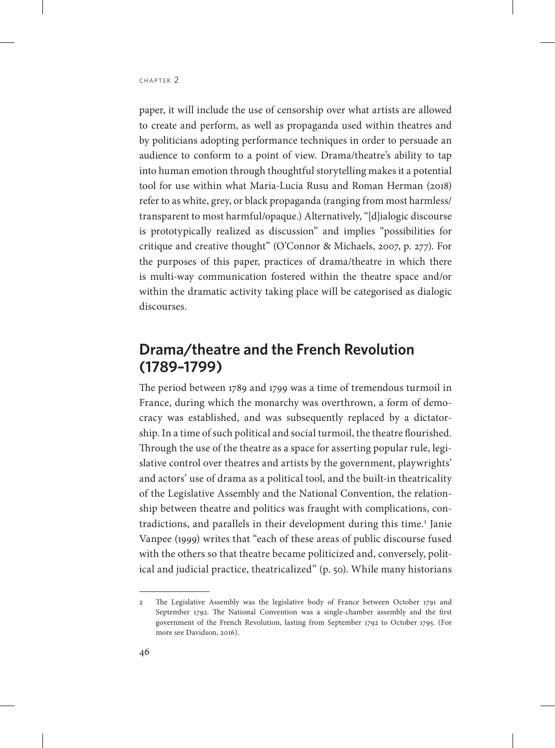paper, it will include the use of censorship over what artists are allowed to create and perform, as well as propaganda used within theatres and by politicians adopting performance techniques in order to persuade an audience to conform to a point of view. Drama/theatre's ability to tap into human emotion through thoughtful storytelling makes it a potential tool for use within what Maria-Lucia Rusu and Roman Herman (2018) refer to as white, grey, or black propaganda (ranging from most harmless/transparent to most harmful/opaque.) Alternatively, "[d]ialogic discourse is prototypically realized as discussion" and implies "possibilities for critique and creative thought" (O'Connor & Michaels, 2007, p. 277). For the purposes of this paper, practices of drama/theatre in which there is multi-way communication fostered within the theatre space and/or within the dramatic activity taking place will be categorised as dialogic discourses.

## Drama/theatre and the French Revolution (1789–1799)

The period between 1789 and 1799 was a time of tremendous turmoil in France, during which the monarchy was overthrown, a form of democracy was established, and was subsequently replaced by a dictatorship. In a time of such political and social turmoil, the theatre flourished. Through the use of the theatre as a space for asserting popular rule, legislative control over theatres and artists by the government, playwrights' and actors' use of drama as a political tool, and the built-in theatricality of the Legislative Assembly and the National Convention, the relationship between theatre and politics was fraught with complications, contradictions, and parallels in their development during this time.[2] Janie Vanpee (1999) writes that "each of these areas of public discourse fused with the others so that theatre became politicized and, conversely, political and judicial practice, theatricalized" (p. 50). While many historians

---

2 The Legislative Assembly was the legislative body of France between October 1791 and September 1792. The National Convention was a single-chamber assembly and the first government of the French Revolution, lasting from September 1792 to October 1795. (For more see Davidson, 2016).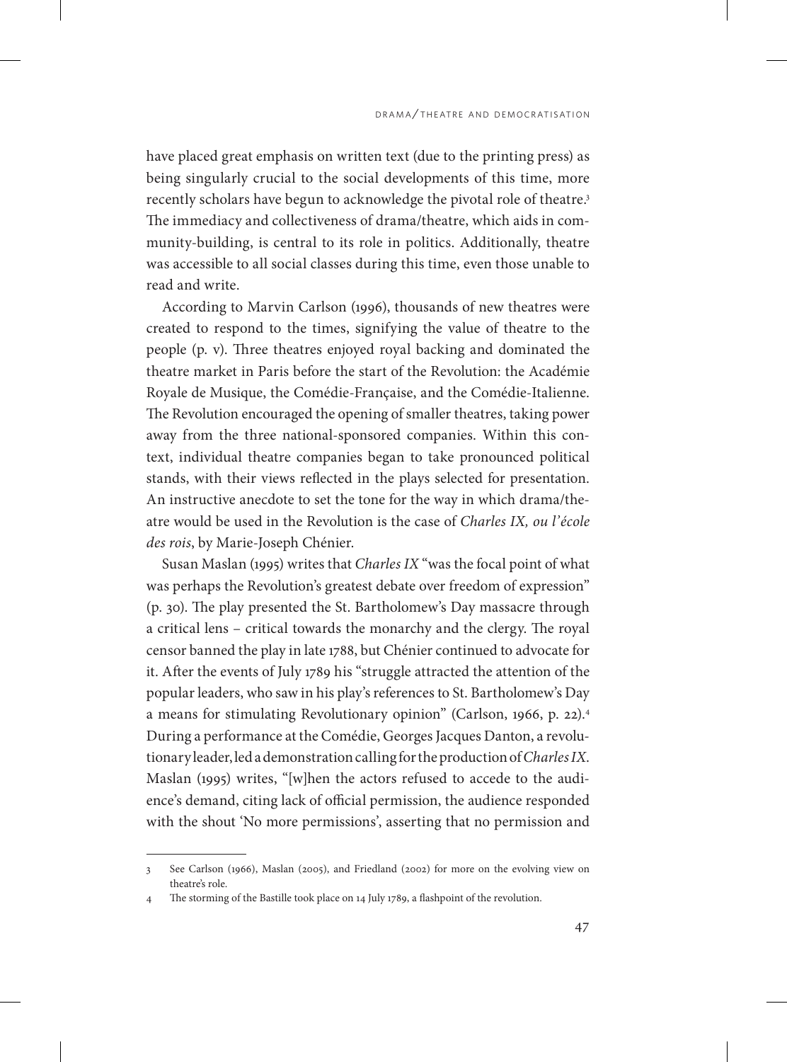have placed great emphasis on written text (due to the printing press) as being singularly crucial to the social developments of this time, more recently scholars have begun to acknowledge the pivotal role of theatre.[3] The immediacy and collectiveness of drama/theatre, which aids in community-building, is central to its role in politics. Additionally, theatre was accessible to all social classes during this time, even those unable to read and write.

According to Marvin Carlson (1996), thousands of new theatres were created to respond to the times, signifying the value of theatre to the people (p. v). Three theatres enjoyed royal backing and dominated the theatre market in Paris before the start of the Revolution: the Académie Royale de Musique, the Comédie-Française, and the Comédie-Italienne. The Revolution encouraged the opening of smaller theatres, taking power away from the three national-sponsored companies. Within this context, individual theatre companies began to take pronounced political stands, with their views reflected in the plays selected for presentation. An instructive anecdote to set the tone for the way in which drama/theatre would be used in the Revolution is the case of *Charles IX, ou l'école des rois*, by Marie-Joseph Chénier.

Susan Maslan (1995) writes that *Charles IX* "was the focal point of what was perhaps the Revolution's greatest debate over freedom of expression" (p. 30). The play presented the St. Bartholomew's Day massacre through a critical lens – critical towards the monarchy and the clergy. The royal censor banned the play in late 1788, but Chénier continued to advocate for it. After the events of July 1789 his "struggle attracted the attention of the popular leaders, who saw in his play's references to St. Bartholomew's Day a means for stimulating Revolutionary opinion" (Carlson, 1966, p. 22).[4] During a performance at the Comédie, Georges Jacques Danton, a revolutionary leader, led a demonstration calling for the production of *Charles IX*. Maslan (1995) writes, "[w]hen the actors refused to accede to the audience's demand, citing lack of official permission, the audience responded with the shout 'No more permissions', asserting that no permission and

---

3 See Carlson (1966), Maslan (2005), and Friedland (2002) for more on the evolving view on theatre's role.

4 The storming of the Bastille took place on 14 July 1789, a flashpoint of the revolution.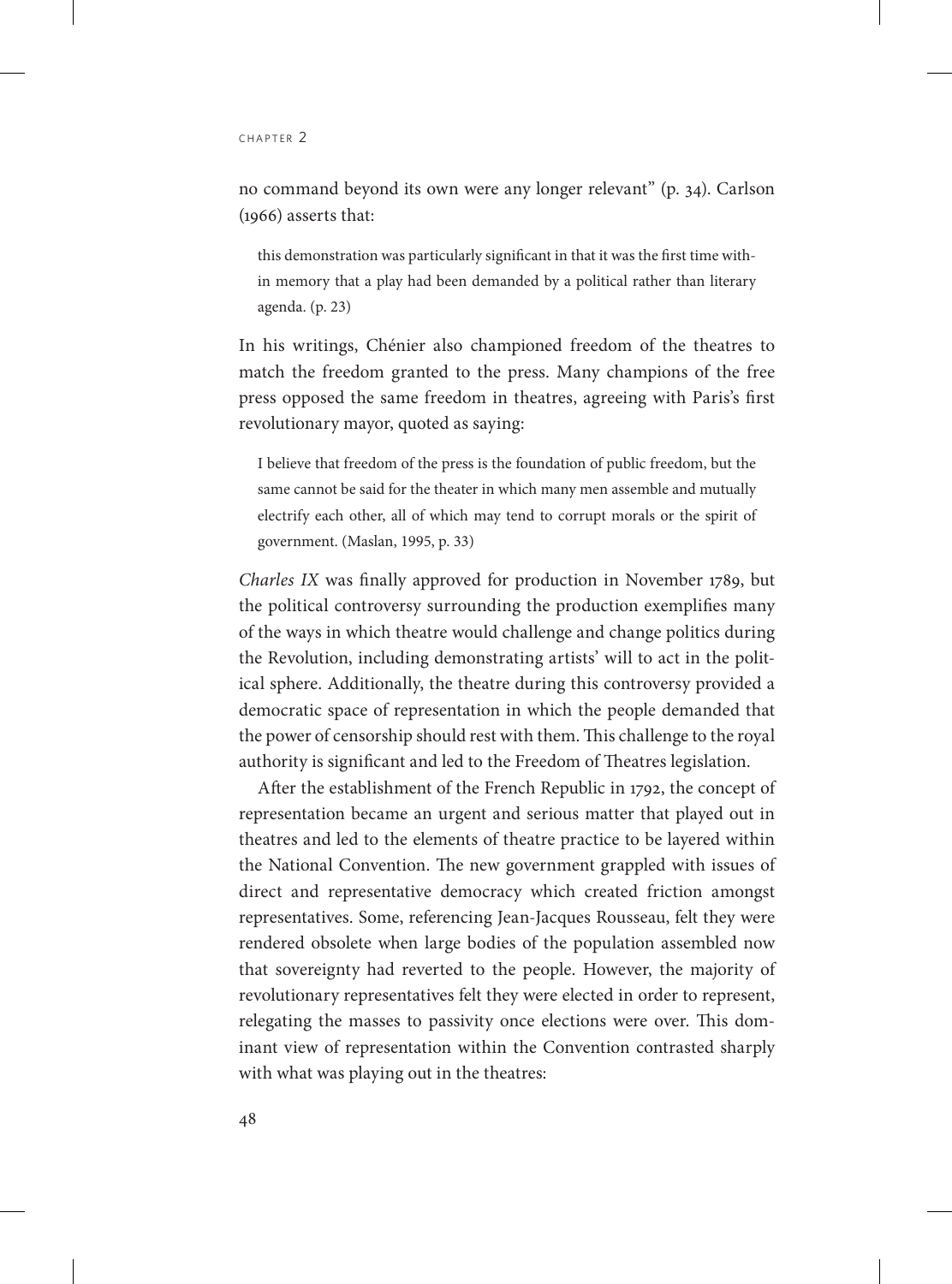no command beyond its own were any longer relevant" (p. 34). Carlson (1966) asserts that:

> this demonstration was particularly significant in that it was the first time within memory that a play had been demanded by a political rather than literary agenda. (p. 23)

In his writings, Chénier also championed freedom of the theatres to match the freedom granted to the press. Many champions of the free press opposed the same freedom in theatres, agreeing with Paris's first revolutionary mayor, quoted as saying:

> I believe that freedom of the press is the foundation of public freedom, but the same cannot be said for the theater in which many men assemble and mutually electrify each other, all of which may tend to corrupt morals or the spirit of government. (Maslan, 1995, p. 33)

*Charles IX* was finally approved for production in November 1789, but the political controversy surrounding the production exemplifies many of the ways in which theatre would challenge and change politics during the Revolution, including demonstrating artists' will to act in the political sphere. Additionally, the theatre during this controversy provided a democratic space of representation in which the people demanded that the power of censorship should rest with them. This challenge to the royal authority is significant and led to the Freedom of Theatres legislation.

After the establishment of the French Republic in 1792, the concept of representation became an urgent and serious matter that played out in theatres and led to the elements of theatre practice to be layered within the National Convention. The new government grappled with issues of direct and representative democracy which created friction amongst representatives. Some, referencing Jean-Jacques Rousseau, felt they were rendered obsolete when large bodies of the population assembled now that sovereignty had reverted to the people. However, the majority of revolutionary representatives felt they were elected in order to represent, relegating the masses to passivity once elections were over. This dominant view of representation within the Convention contrasted sharply with what was playing out in the theatres: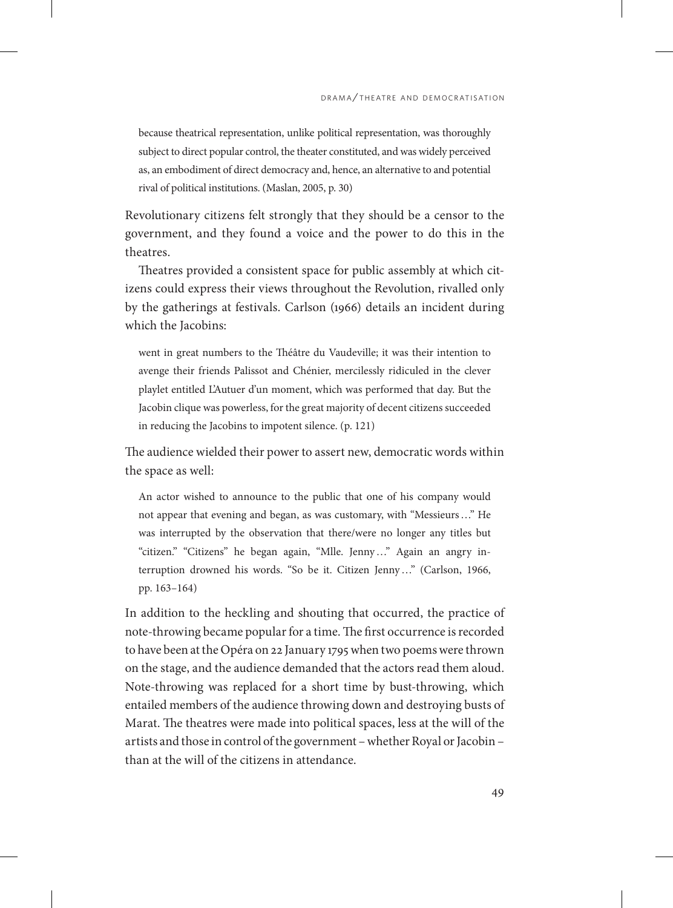> because theatrical representation, unlike political representation, was thoroughly subject to direct popular control, the theater constituted, and was widely perceived as, an embodiment of direct democracy and, hence, an alternative to and potential rival of political institutions. (Maslan, 2005, p. 30)

Revolutionary citizens felt strongly that they should be a censor to the government, and they found a voice and the power to do this in the theatres.

Theatres provided a consistent space for public assembly at which citizens could express their views throughout the Revolution, rivalled only by the gatherings at festivals. Carlson (1966) details an incident during which the Jacobins:

> went in great numbers to the Théâtre du Vaudeville; it was their intention to avenge their friends Palissot and Chénier, mercilessly ridiculed in the clever playlet entitled L'Autuer d'un moment, which was performed that day. But the Jacobin clique was powerless, for the great majority of decent citizens succeeded in reducing the Jacobins to impotent silence. (p. 121)

The audience wielded their power to assert new, democratic words within the space as well:

> An actor wished to announce to the public that one of his company would not appear that evening and began, as was customary, with "Messieurs…" He was interrupted by the observation that there/were no longer any titles but "citizen." "Citizens" he began again, "Mlle. Jenny…" Again an angry interruption drowned his words. "So be it. Citizen Jenny…" (Carlson, 1966, pp. 163–164)

In addition to the heckling and shouting that occurred, the practice of note-throwing became popular for a time. The first occurrence is recorded to have been at the Opéra on 22 January 1795 when two poems were thrown on the stage, and the audience demanded that the actors read them aloud. Note-throwing was replaced for a short time by bust-throwing, which entailed members of the audience throwing down and destroying busts of Marat. The theatres were made into political spaces, less at the will of the artists and those in control of the government – whether Royal or Jacobin – than at the will of the citizens in attendance.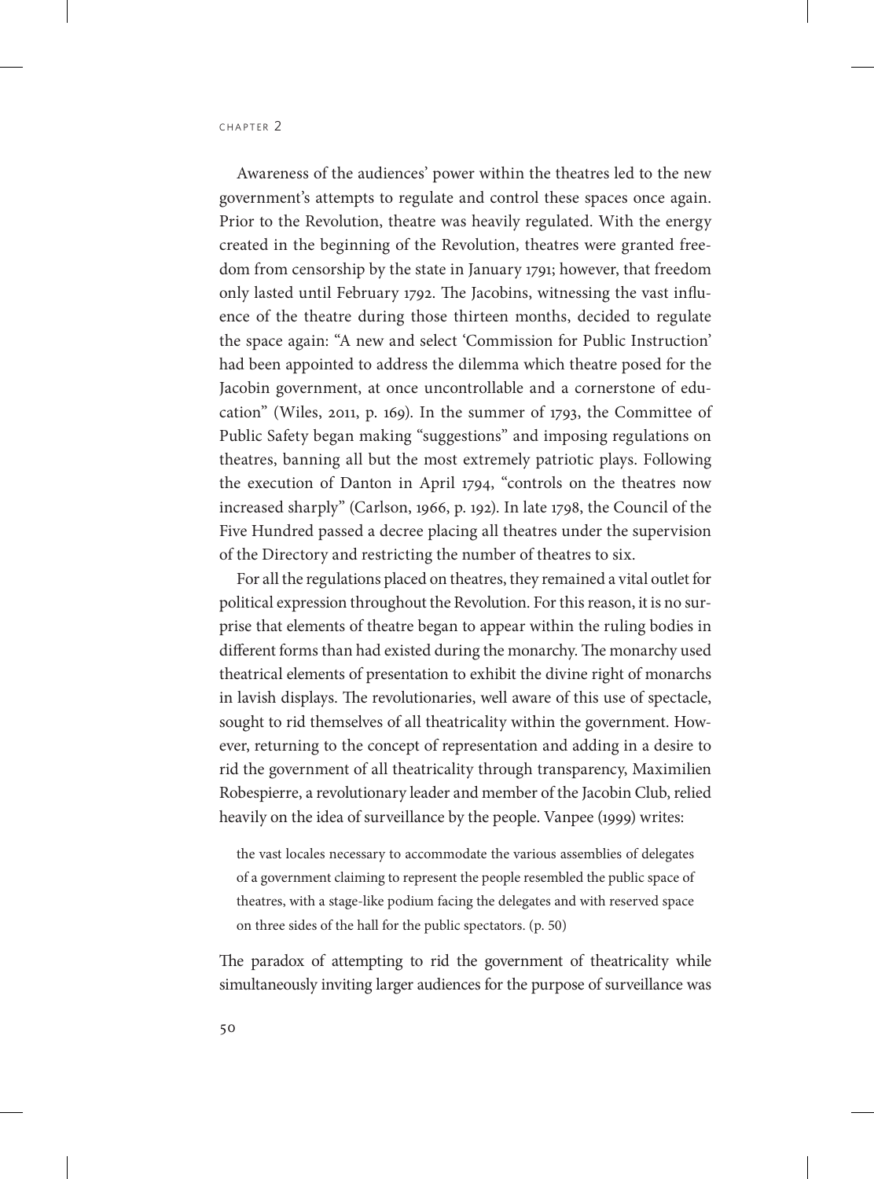Awareness of the audiences' power within the theatres led to the new government's attempts to regulate and control these spaces once again. Prior to the Revolution, theatre was heavily regulated. With the energy created in the beginning of the Revolution, theatres were granted freedom from censorship by the state in January 1791; however, that freedom only lasted until February 1792. The Jacobins, witnessing the vast influence of the theatre during those thirteen months, decided to regulate the space again: "A new and select 'Commission for Public Instruction' had been appointed to address the dilemma which theatre posed for the Jacobin government, at once uncontrollable and a cornerstone of education" (Wiles, 2011, p. 169). In the summer of 1793, the Committee of Public Safety began making "suggestions" and imposing regulations on theatres, banning all but the most extremely patriotic plays. Following the execution of Danton in April 1794, "controls on the theatres now increased sharply" (Carlson, 1966, p. 192). In late 1798, the Council of the Five Hundred passed a decree placing all theatres under the supervision of the Directory and restricting the number of theatres to six.

For all the regulations placed on theatres, they remained a vital outlet for political expression throughout the Revolution. For this reason, it is no surprise that elements of theatre began to appear within the ruling bodies in different forms than had existed during the monarchy. The monarchy used theatrical elements of presentation to exhibit the divine right of monarchs in lavish displays. The revolutionaries, well aware of this use of spectacle, sought to rid themselves of all theatricality within the government. However, returning to the concept of representation and adding in a desire to rid the government of all theatricality through transparency, Maximilien Robespierre, a revolutionary leader and member of the Jacobin Club, relied heavily on the idea of surveillance by the people. Vanpee (1999) writes:

> the vast locales necessary to accommodate the various assemblies of delegates of a government claiming to represent the people resembled the public space of theatres, with a stage-like podium facing the delegates and with reserved space on three sides of the hall for the public spectators. (p. 50)

The paradox of attempting to rid the government of theatricality while simultaneously inviting larger audiences for the purpose of surveillance was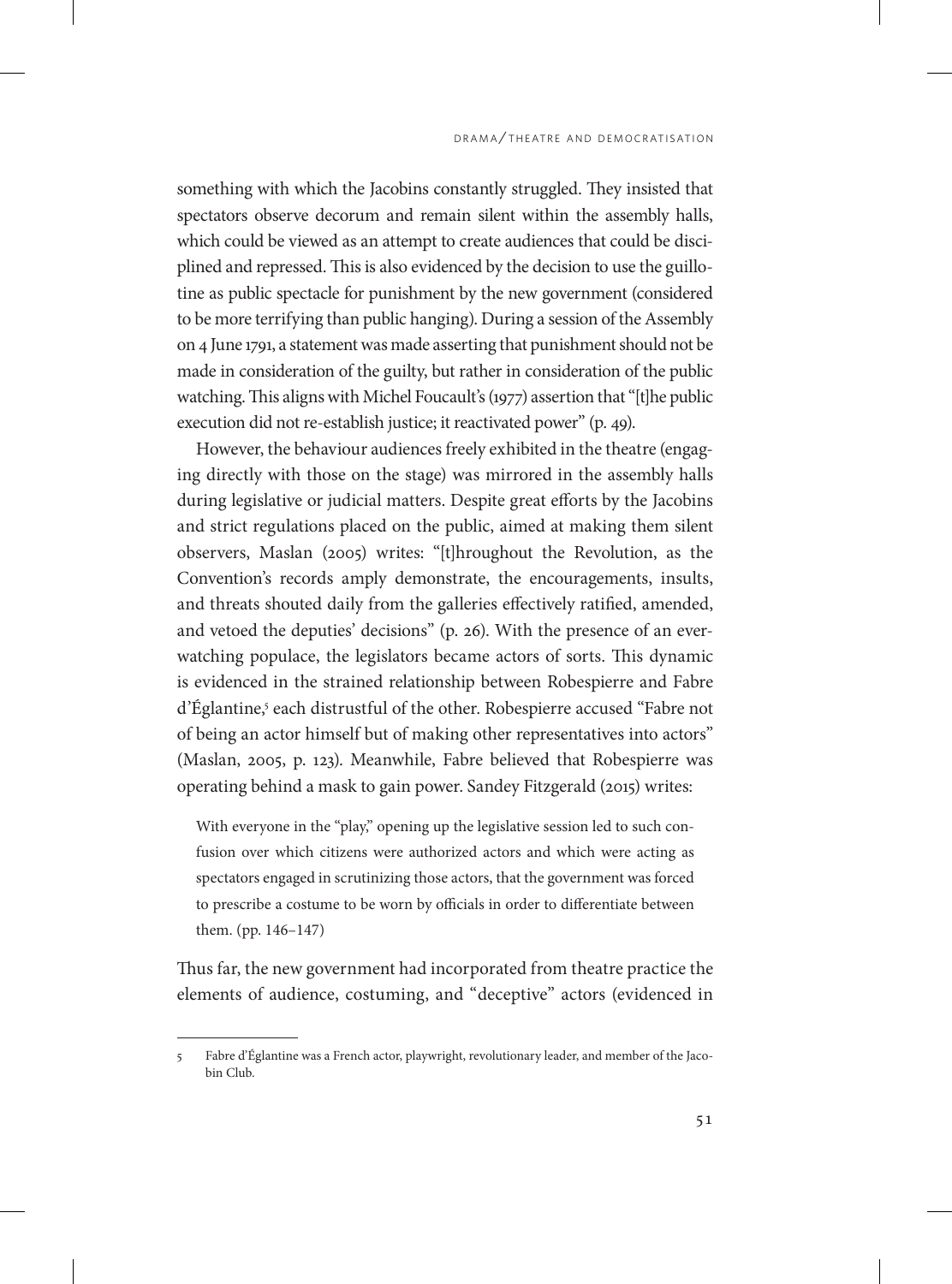something with which the Jacobins constantly struggled. They insisted that spectators observe decorum and remain silent within the assembly halls, which could be viewed as an attempt to create audiences that could be disciplined and repressed. This is also evidenced by the decision to use the guillotine as public spectacle for punishment by the new government (considered to be more terrifying than public hanging). During a session of the Assembly on 4 June 1791, a statement was made asserting that punishment should not be made in consideration of the guilty, but rather in consideration of the public watching. This aligns with Michel Foucault's (1977) assertion that "[t]he public execution did not re-establish justice; it reactivated power" (p. 49).

However, the behaviour audiences freely exhibited in the theatre (engaging directly with those on the stage) was mirrored in the assembly halls during legislative or judicial matters. Despite great efforts by the Jacobins and strict regulations placed on the public, aimed at making them silent observers, Maslan (2005) writes: "[t]hroughout the Revolution, as the Convention's records amply demonstrate, the encouragements, insults, and threats shouted daily from the galleries effectively ratified, amended, and vetoed the deputies' decisions" (p. 26). With the presence of an ever-watching populace, the legislators became actors of sorts. This dynamic is evidenced in the strained relationship between Robespierre and Fabre d'Églantine,[5] each distrustful of the other. Robespierre accused "Fabre not of being an actor himself but of making other representatives into actors" (Maslan, 2005, p. 123). Meanwhile, Fabre believed that Robespierre was operating behind a mask to gain power. Sandey Fitzgerald (2015) writes:

> With everyone in the "play," opening up the legislative session led to such confusion over which citizens were authorized actors and which were acting as spectators engaged in scrutinizing those actors, that the government was forced to prescribe a costume to be worn by officials in order to differentiate between them. (pp. 146–147)

Thus far, the new government had incorporated from theatre practice the elements of audience, costuming, and "deceptive" actors (evidenced in

---

5 Fabre d'Églantine was a French actor, playwright, revolutionary leader, and member of the Jacobin Club.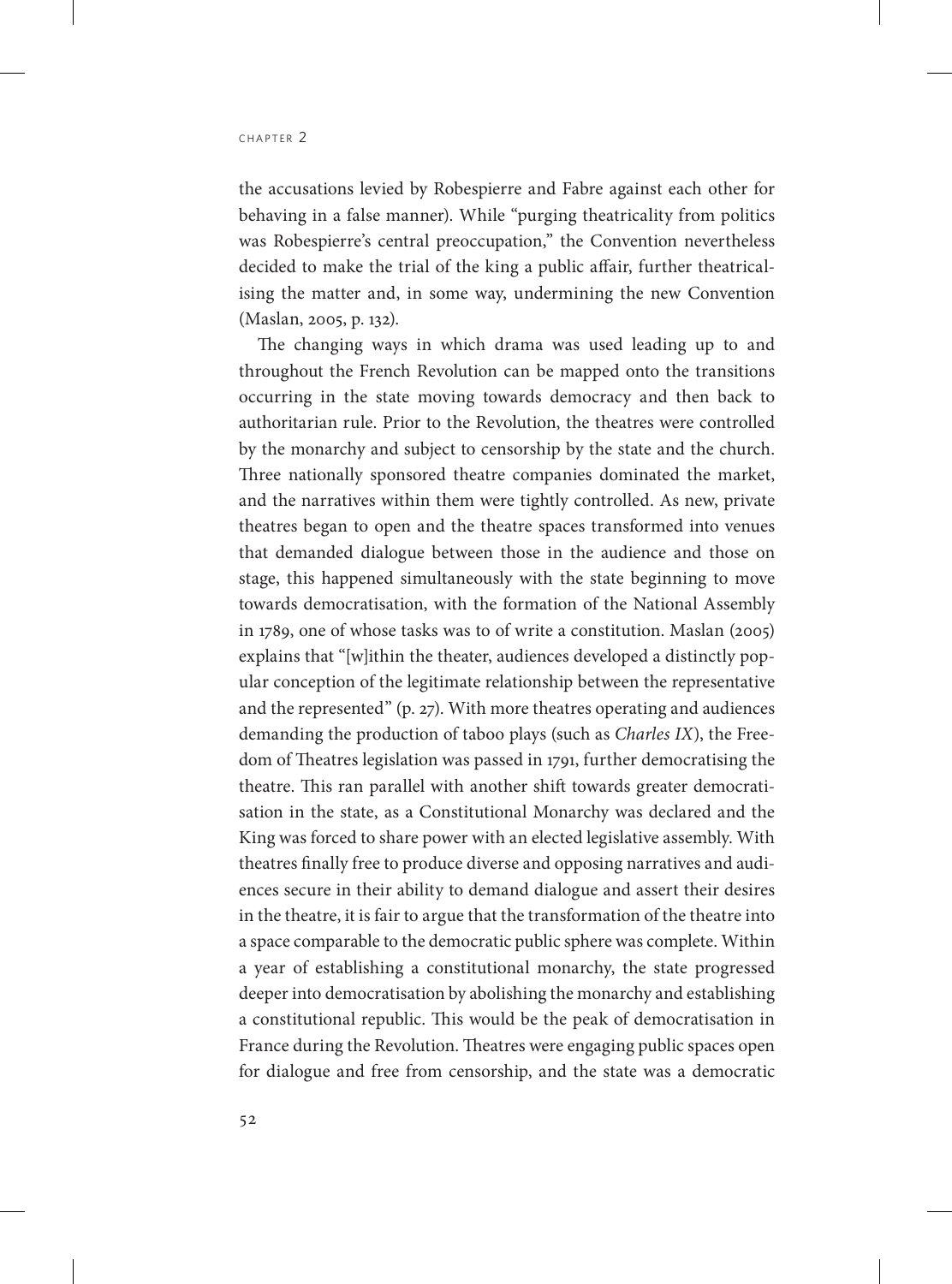the accusations levied by Robespierre and Fabre against each other for behaving in a false manner). While "purging theatricality from politics was Robespierre's central preoccupation," the Convention nevertheless decided to make the trial of the king a public affair, further theatricalising the matter and, in some way, undermining the new Convention (Maslan, 2005, p. 132).

The changing ways in which drama was used leading up to and throughout the French Revolution can be mapped onto the transitions occurring in the state moving towards democracy and then back to authoritarian rule. Prior to the Revolution, the theatres were controlled by the monarchy and subject to censorship by the state and the church. Three nationally sponsored theatre companies dominated the market, and the narratives within them were tightly controlled. As new, private theatres began to open and the theatre spaces transformed into venues that demanded dialogue between those in the audience and those on stage, this happened simultaneously with the state beginning to move towards democratisation, with the formation of the National Assembly in 1789, one of whose tasks was to of write a constitution. Maslan (2005) explains that "[w]ithin the theater, audiences developed a distinctly popular conception of the legitimate relationship between the representative and the represented" (p. 27). With more theatres operating and audiences demanding the production of taboo plays (such as *Charles IX*), the Freedom of Theatres legislation was passed in 1791, further democratising the theatre. This ran parallel with another shift towards greater democratisation in the state, as a Constitutional Monarchy was declared and the King was forced to share power with an elected legislative assembly. With theatres finally free to produce diverse and opposing narratives and audiences secure in their ability to demand dialogue and assert their desires in the theatre, it is fair to argue that the transformation of the theatre into a space comparable to the democratic public sphere was complete. Within a year of establishing a constitutional monarchy, the state progressed deeper into democratisation by abolishing the monarchy and establishing a constitutional republic. This would be the peak of democratisation in France during the Revolution. Theatres were engaging public spaces open for dialogue and free from censorship, and the state was a democratic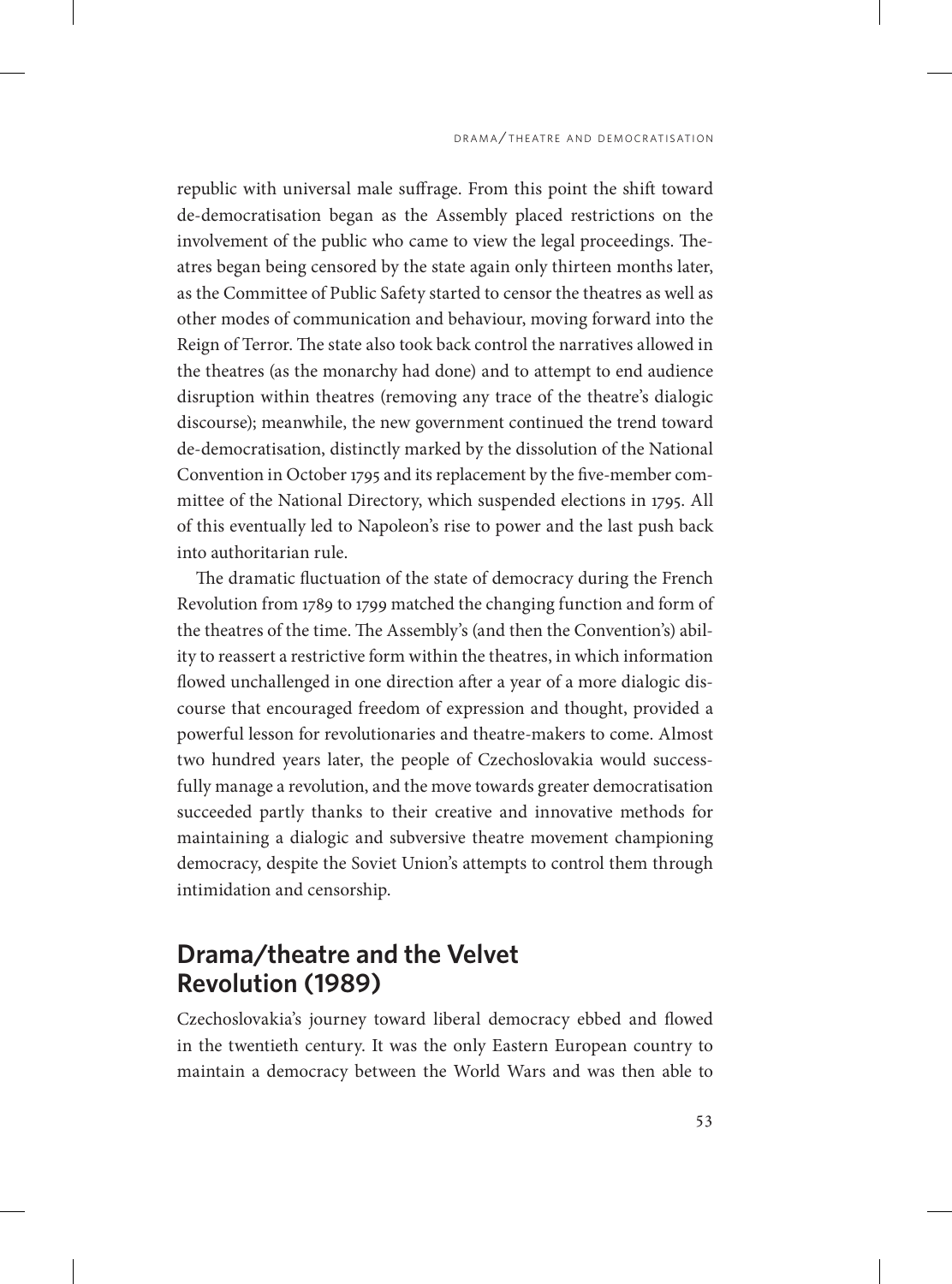republic with universal male suffrage. From this point the shift toward de-democratisation began as the Assembly placed restrictions on the involvement of the public who came to view the legal proceedings. Theatres began being censored by the state again only thirteen months later, as the Committee of Public Safety started to censor the theatres as well as other modes of communication and behaviour, moving forward into the Reign of Terror. The state also took back control the narratives allowed in the theatres (as the monarchy had done) and to attempt to end audience disruption within theatres (removing any trace of the theatre's dialogic discourse); meanwhile, the new government continued the trend toward de-democratisation, distinctly marked by the dissolution of the National Convention in October 1795 and its replacement by the five-member committee of the National Directory, which suspended elections in 1795. All of this eventually led to Napoleon's rise to power and the last push back into authoritarian rule.

The dramatic fluctuation of the state of democracy during the French Revolution from 1789 to 1799 matched the changing function and form of the theatres of the time. The Assembly's (and then the Convention's) ability to reassert a restrictive form within the theatres, in which information flowed unchallenged in one direction after a year of a more dialogic discourse that encouraged freedom of expression and thought, provided a powerful lesson for revolutionaries and theatre-makers to come. Almost two hundred years later, the people of Czechoslovakia would successfully manage a revolution, and the move towards greater democratisation succeeded partly thanks to their creative and innovative methods for maintaining a dialogic and subversive theatre movement championing democracy, despite the Soviet Union's attempts to control them through intimidation and censorship.

## Drama/theatre and the Velvet Revolution (1989)

Czechoslovakia's journey toward liberal democracy ebbed and flowed in the twentieth century. It was the only Eastern European country to maintain a democracy between the World Wars and was then able to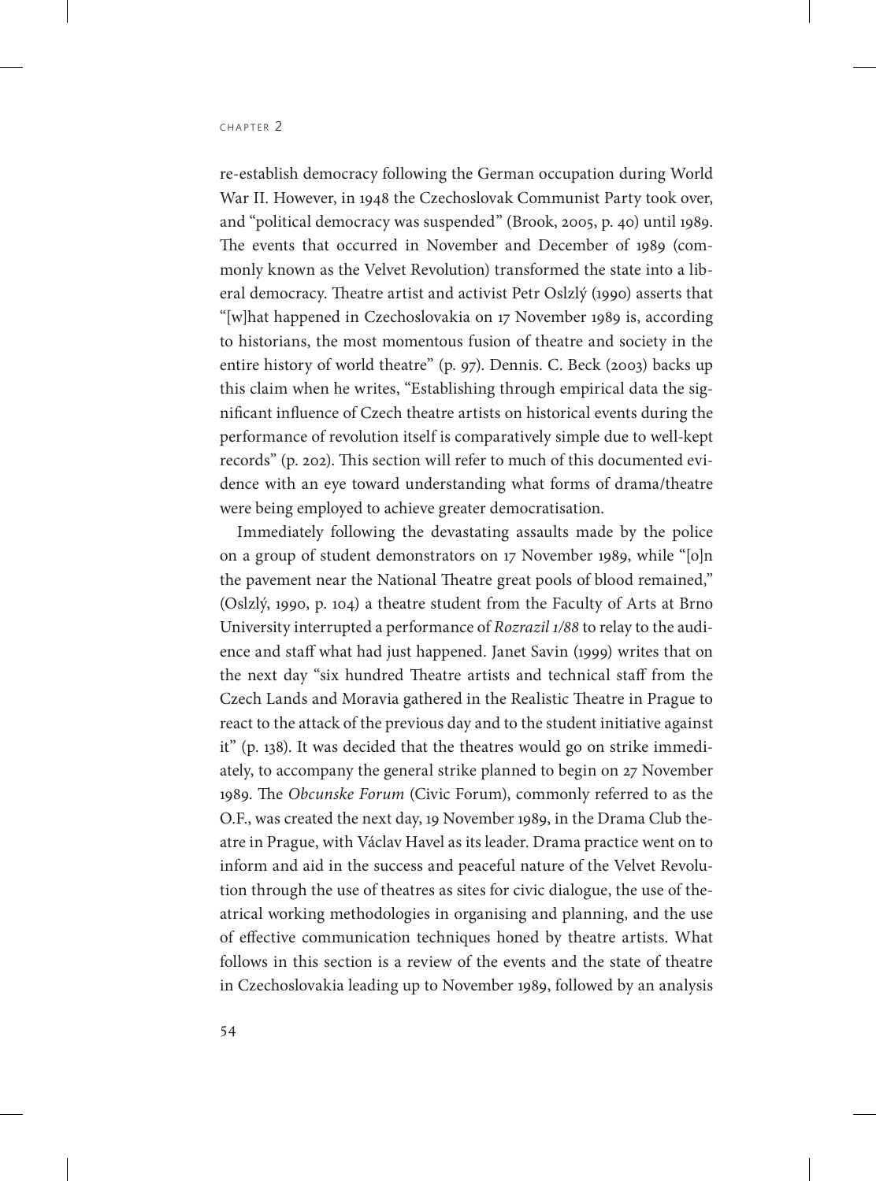re-establish democracy following the German occupation during World War II. However, in 1948 the Czechoslovak Communist Party took over, and "political democracy was suspended" (Brook, 2005, p. 40) until 1989. The events that occurred in November and December of 1989 (commonly known as the Velvet Revolution) transformed the state into a liberal democracy. Theatre artist and activist Petr Oslzlý (1990) asserts that "[w]hat happened in Czechoslovakia on 17 November 1989 is, according to historians, the most momentous fusion of theatre and society in the entire history of world theatre" (p. 97). Dennis. C. Beck (2003) backs up this claim when he writes, "Establishing through empirical data the significant influence of Czech theatre artists on historical events during the performance of revolution itself is comparatively simple due to well-kept records" (p. 202). This section will refer to much of this documented evidence with an eye toward understanding what forms of drama/theatre were being employed to achieve greater democratisation.

Immediately following the devastating assaults made by the police on a group of student demonstrators on 17 November 1989, while "[o]n the pavement near the National Theatre great pools of blood remained," (Oslzlý, 1990, p. 104) a theatre student from the Faculty of Arts at Brno University interrupted a performance of *Rozrazil 1/88* to relay to the audience and staff what had just happened. Janet Savin (1999) writes that on the next day "six hundred Theatre artists and technical staff from the Czech Lands and Moravia gathered in the Realistic Theatre in Prague to react to the attack of the previous day and to the student initiative against it" (p. 138). It was decided that the theatres would go on strike immediately, to accompany the general strike planned to begin on 27 November 1989. The *Obcunske Forum* (Civic Forum), commonly referred to as the O.F., was created the next day, 19 November 1989, in the Drama Club theatre in Prague, with Václav Havel as its leader. Drama practice went on to inform and aid in the success and peaceful nature of the Velvet Revolution through the use of theatres as sites for civic dialogue, the use of theatrical working methodologies in organising and planning, and the use of effective communication techniques honed by theatre artists. What follows in this section is a review of the events and the state of theatre in Czechoslovakia leading up to November 1989, followed by an analysis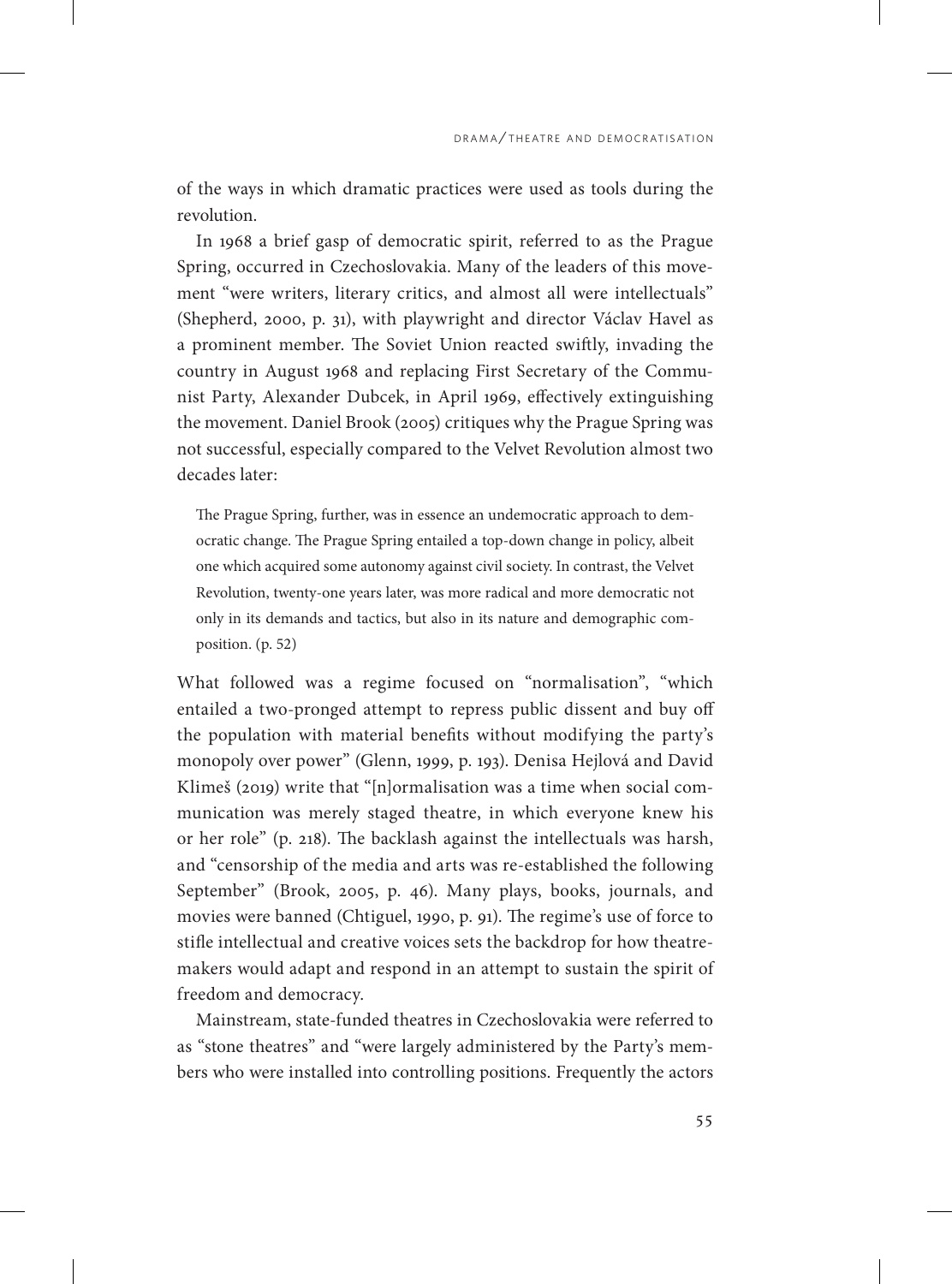of the ways in which dramatic practices were used as tools during the revolution.

In 1968 a brief gasp of democratic spirit, referred to as the Prague Spring, occurred in Czechoslovakia. Many of the leaders of this movement "were writers, literary critics, and almost all were intellectuals" (Shepherd, 2000, p. 31), with playwright and director Václav Havel as a prominent member. The Soviet Union reacted swiftly, invading the country in August 1968 and replacing First Secretary of the Communist Party, Alexander Dubcek, in April 1969, effectively extinguishing the movement. Daniel Brook (2005) critiques why the Prague Spring was not successful, especially compared to the Velvet Revolution almost two decades later:

> The Prague Spring, further, was in essence an undemocratic approach to democratic change. The Prague Spring entailed a top-down change in policy, albeit one which acquired some autonomy against civil society. In contrast, the Velvet Revolution, twenty-one years later, was more radical and more democratic not only in its demands and tactics, but also in its nature and demographic composition. (p. 52)

What followed was a regime focused on "normalisation", "which entailed a two-pronged attempt to repress public dissent and buy off the population with material benefits without modifying the party's monopoly over power" (Glenn, 1999, p. 193). Denisa Hejlová and David Klimeš (2019) write that "[n]ormalisation was a time when social communication was merely staged theatre, in which everyone knew his or her role" (p. 218). The backlash against the intellectuals was harsh, and "censorship of the media and arts was re-established the following September" (Brook, 2005, p. 46). Many plays, books, journals, and movies were banned (Chtiguel, 1990, p. 91). The regime's use of force to stifle intellectual and creative voices sets the backdrop for how theatremakers would adapt and respond in an attempt to sustain the spirit of freedom and democracy.

Mainstream, state-funded theatres in Czechoslovakia were referred to as "stone theatres" and "were largely administered by the Party's members who were installed into controlling positions. Frequently the actors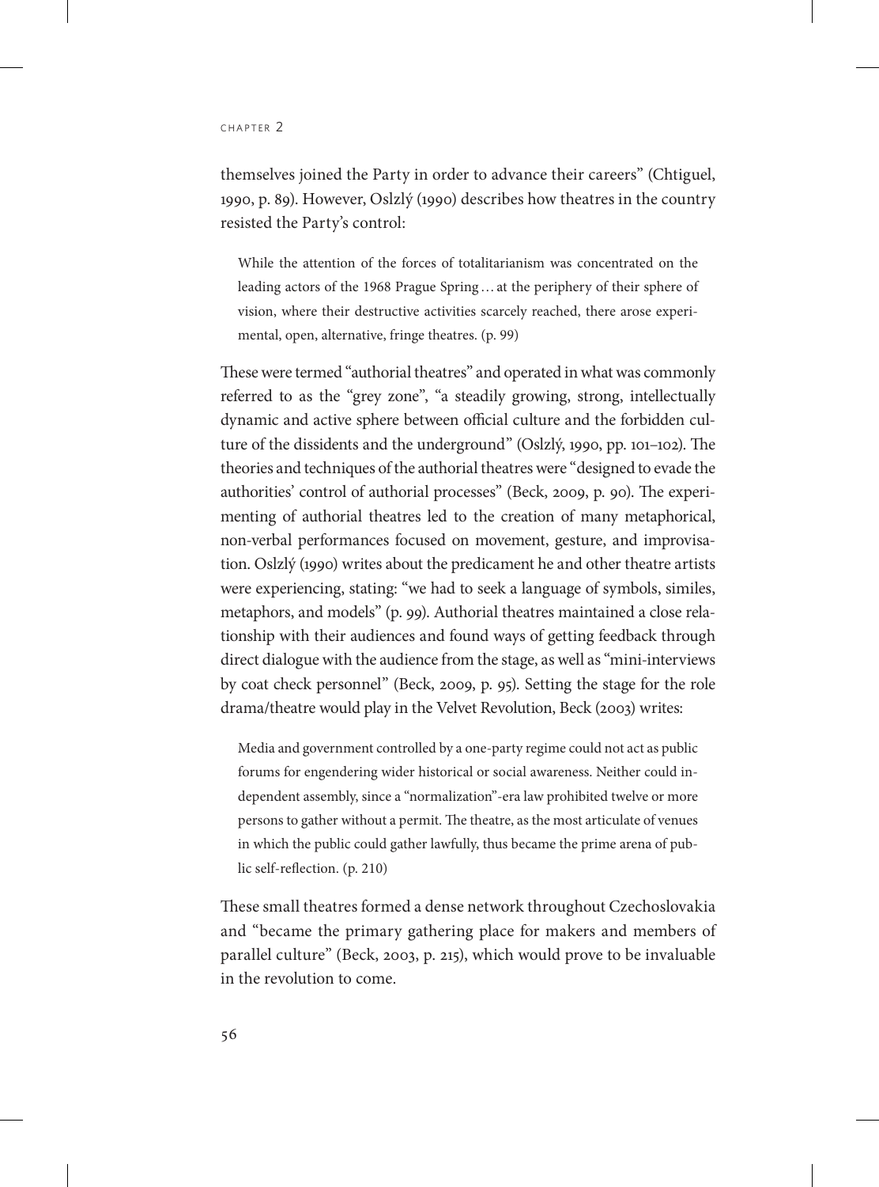themselves joined the Party in order to advance their careers" (Chtiguel, 1990, p. 89). However, Oslzlý (1990) describes how theatres in the country resisted the Party's control:

> While the attention of the forces of totalitarianism was concentrated on the leading actors of the 1968 Prague Spring … at the periphery of their sphere of vision, where their destructive activities scarcely reached, there arose experimental, open, alternative, fringe theatres. (p. 99)

These were termed "authorial theatres" and operated in what was commonly referred to as the "grey zone", "a steadily growing, strong, intellectually dynamic and active sphere between official culture and the forbidden culture of the dissidents and the underground" (Oslzlý, 1990, pp. 101–102). The theories and techniques of the authorial theatres were "designed to evade the authorities' control of authorial processes" (Beck, 2009, p. 90). The experimenting of authorial theatres led to the creation of many metaphorical, non-verbal performances focused on movement, gesture, and improvisation. Oslzlý (1990) writes about the predicament he and other theatre artists were experiencing, stating: "we had to seek a language of symbols, similes, metaphors, and models" (p. 99). Authorial theatres maintained a close relationship with their audiences and found ways of getting feedback through direct dialogue with the audience from the stage, as well as "mini-interviews by coat check personnel" (Beck, 2009, p. 95). Setting the stage for the role drama/theatre would play in the Velvet Revolution, Beck (2003) writes:

> Media and government controlled by a one-party regime could not act as public forums for engendering wider historical or social awareness. Neither could independent assembly, since a "normalization"-era law prohibited twelve or more persons to gather without a permit. The theatre, as the most articulate of venues in which the public could gather lawfully, thus became the prime arena of public self-reflection. (p. 210)

These small theatres formed a dense network throughout Czechoslovakia and "became the primary gathering place for makers and members of parallel culture" (Beck, 2003, p. 215), which would prove to be invaluable in the revolution to come.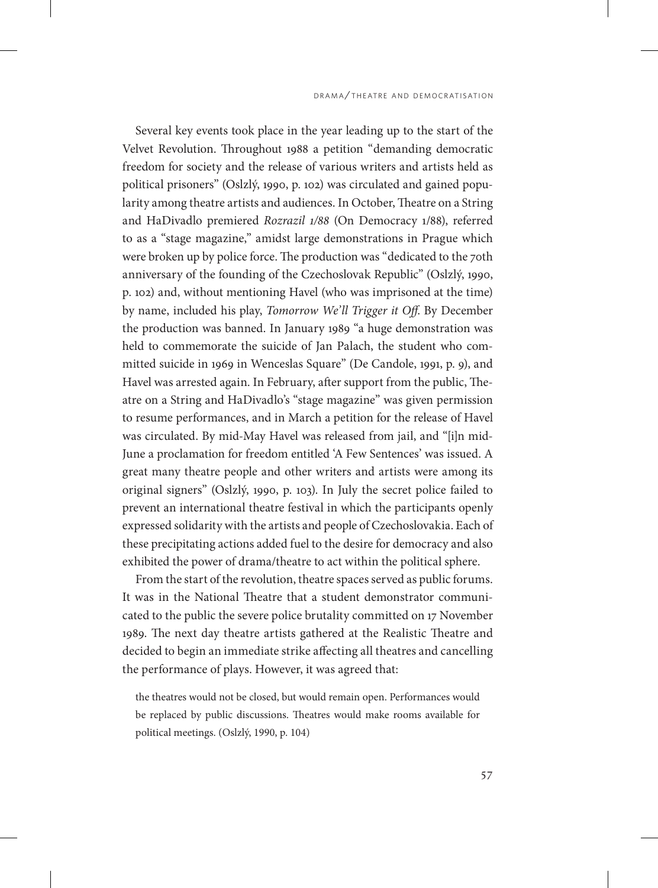Several key events took place in the year leading up to the start of the Velvet Revolution. Throughout 1988 a petition "demanding democratic freedom for society and the release of various writers and artists held as political prisoners" (Oslzlý, 1990, p. 102) was circulated and gained popularity among theatre artists and audiences. In October, Theatre on a String and HaDivadlo premiered *Rozrazil 1/88* (On Democracy 1/88), referred to as a "stage magazine," amidst large demonstrations in Prague which were broken up by police force. The production was "dedicated to the 70th anniversary of the founding of the Czechoslovak Republic" (Oslzlý, 1990, p. 102) and, without mentioning Havel (who was imprisoned at the time) by name, included his play, *Tomorrow We'll Trigger it Off*. By December the production was banned. In January 1989 "a huge demonstration was held to commemorate the suicide of Jan Palach, the student who committed suicide in 1969 in Wenceslas Square" (De Candole, 1991, p. 9), and Havel was arrested again. In February, after support from the public, Theatre on a String and HaDivadlo's "stage magazine" was given permission to resume performances, and in March a petition for the release of Havel was circulated. By mid-May Havel was released from jail, and "[i]n mid-June a proclamation for freedom entitled 'A Few Sentences' was issued. A great many theatre people and other writers and artists were among its original signers" (Oslzlý, 1990, p. 103). In July the secret police failed to prevent an international theatre festival in which the participants openly expressed solidarity with the artists and people of Czechoslovakia. Each of these precipitating actions added fuel to the desire for democracy and also exhibited the power of drama/theatre to act within the political sphere.

From the start of the revolution, theatre spaces served as public forums. It was in the National Theatre that a student demonstrator communicated to the public the severe police brutality committed on 17 November 1989. The next day theatre artists gathered at the Realistic Theatre and decided to begin an immediate strike affecting all theatres and cancelling the performance of plays. However, it was agreed that:

> the theatres would not be closed, but would remain open. Performances would be replaced by public discussions. Theatres would make rooms available for political meetings. (Oslzlý, 1990, p. 104)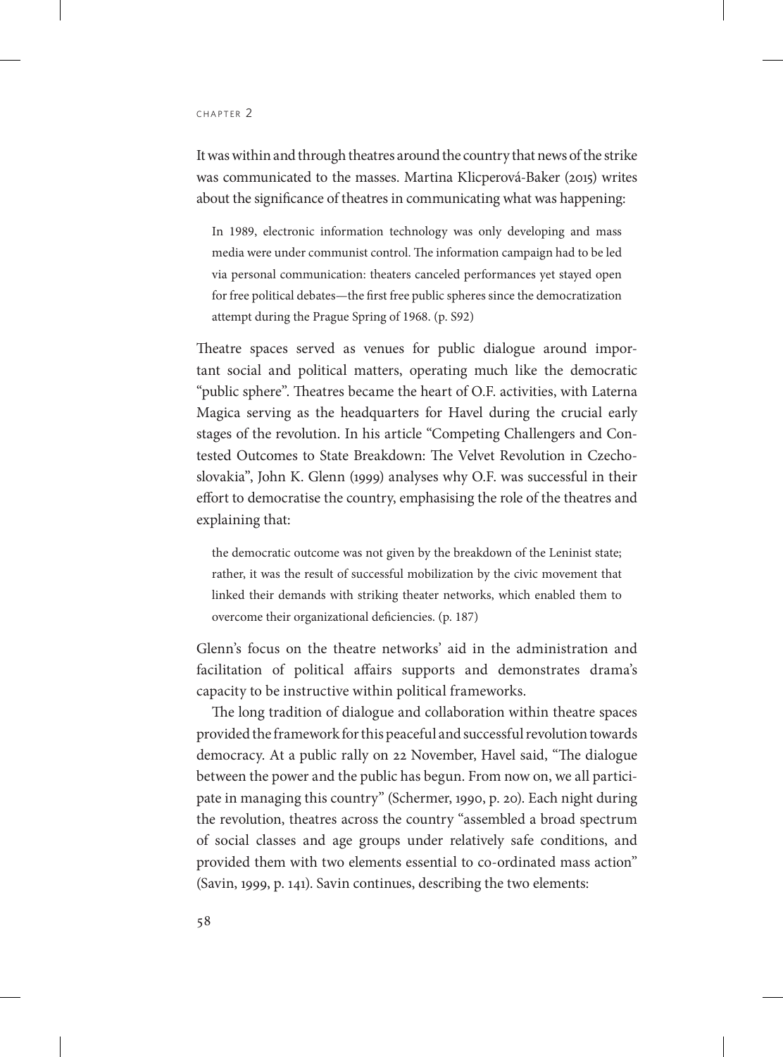It was within and through theatres around the country that news of the strike was communicated to the masses. Martina Klicperová-Baker (2015) writes about the significance of theatres in communicating what was happening:

> In 1989, electronic information technology was only developing and mass media were under communist control. The information campaign had to be led via personal communication: theaters canceled performances yet stayed open for free political debates—the first free public spheres since the democratization attempt during the Prague Spring of 1968. (p. S92)

Theatre spaces served as venues for public dialogue around important social and political matters, operating much like the democratic "public sphere". Theatres became the heart of O.F. activities, with Laterna Magica serving as the headquarters for Havel during the crucial early stages of the revolution. In his article "Competing Challengers and Contested Outcomes to State Breakdown: The Velvet Revolution in Czechoslovakia", John K. Glenn (1999) analyses why O.F. was successful in their effort to democratise the country, emphasising the role of the theatres and explaining that:

> the democratic outcome was not given by the breakdown of the Leninist state; rather, it was the result of successful mobilization by the civic movement that linked their demands with striking theater networks, which enabled them to overcome their organizational deficiencies. (p. 187)

Glenn's focus on the theatre networks' aid in the administration and facilitation of political affairs supports and demonstrates drama's capacity to be instructive within political frameworks.

The long tradition of dialogue and collaboration within theatre spaces provided the framework for this peaceful and successful revolution towards democracy. At a public rally on 22 November, Havel said, "The dialogue between the power and the public has begun. From now on, we all participate in managing this country" (Schermer, 1990, p. 20). Each night during the revolution, theatres across the country "assembled a broad spectrum of social classes and age groups under relatively safe conditions, and provided them with two elements essential to co-ordinated mass action" (Savin, 1999, p. 141). Savin continues, describing the two elements: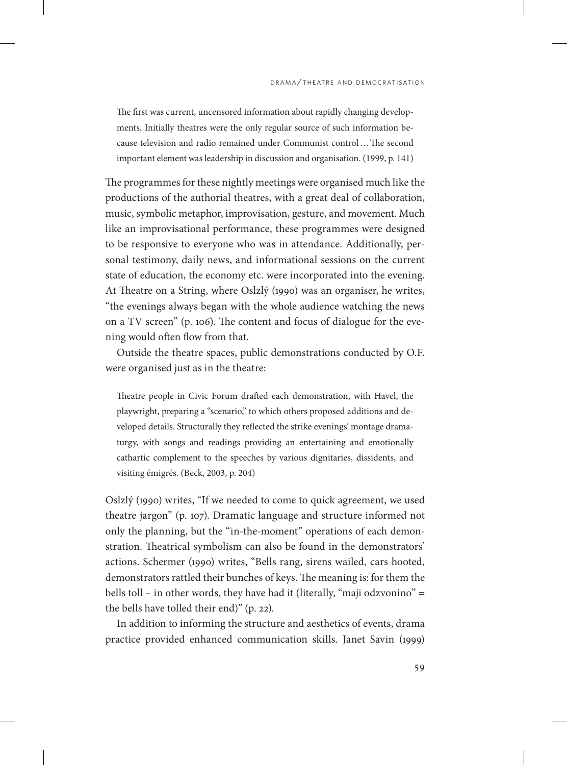> The first was current, uncensored information about rapidly changing developments. Initially theatres were the only regular source of such information because television and radio remained under Communist control… The second important element was leadership in discussion and organisation. (1999, p. 141)

The programmes for these nightly meetings were organised much like the productions of the authorial theatres, with a great deal of collaboration, music, symbolic metaphor, improvisation, gesture, and movement. Much like an improvisational performance, these programmes were designed to be responsive to everyone who was in attendance. Additionally, personal testimony, daily news, and informational sessions on the current state of education, the economy etc. were incorporated into the evening. At Theatre on a String, where Oslzlý (1990) was an organiser, he writes, "the evenings always began with the whole audience watching the news on a TV screen" (p. 106). The content and focus of dialogue for the evening would often flow from that.

Outside the theatre spaces, public demonstrations conducted by O.F. were organised just as in the theatre:

> Theatre people in Civic Forum drafted each demonstration, with Havel, the playwright, preparing a "scenario," to which others proposed additions and developed details. Structurally they reflected the strike evenings' montage dramaturgy, with songs and readings providing an entertaining and emotionally cathartic complement to the speeches by various dignitaries, dissidents, and visiting émigrés. (Beck, 2003, p. 204)

Oslzlý (1990) writes, "If we needed to come to quick agreement, we used theatre jargon" (p. 107). Dramatic language and structure informed not only the planning, but the "in-the-moment" operations of each demonstration. Theatrical symbolism can also be found in the demonstrators' actions. Schermer (1990) writes, "Bells rang, sirens wailed, cars hooted, demonstrators rattled their bunches of keys. The meaning is: for them the bells toll – in other words, they have had it (literally, "maji odzvonino" = the bells have tolled their end)" (p. 22).

In addition to informing the structure and aesthetics of events, drama practice provided enhanced communication skills. Janet Savin (1999)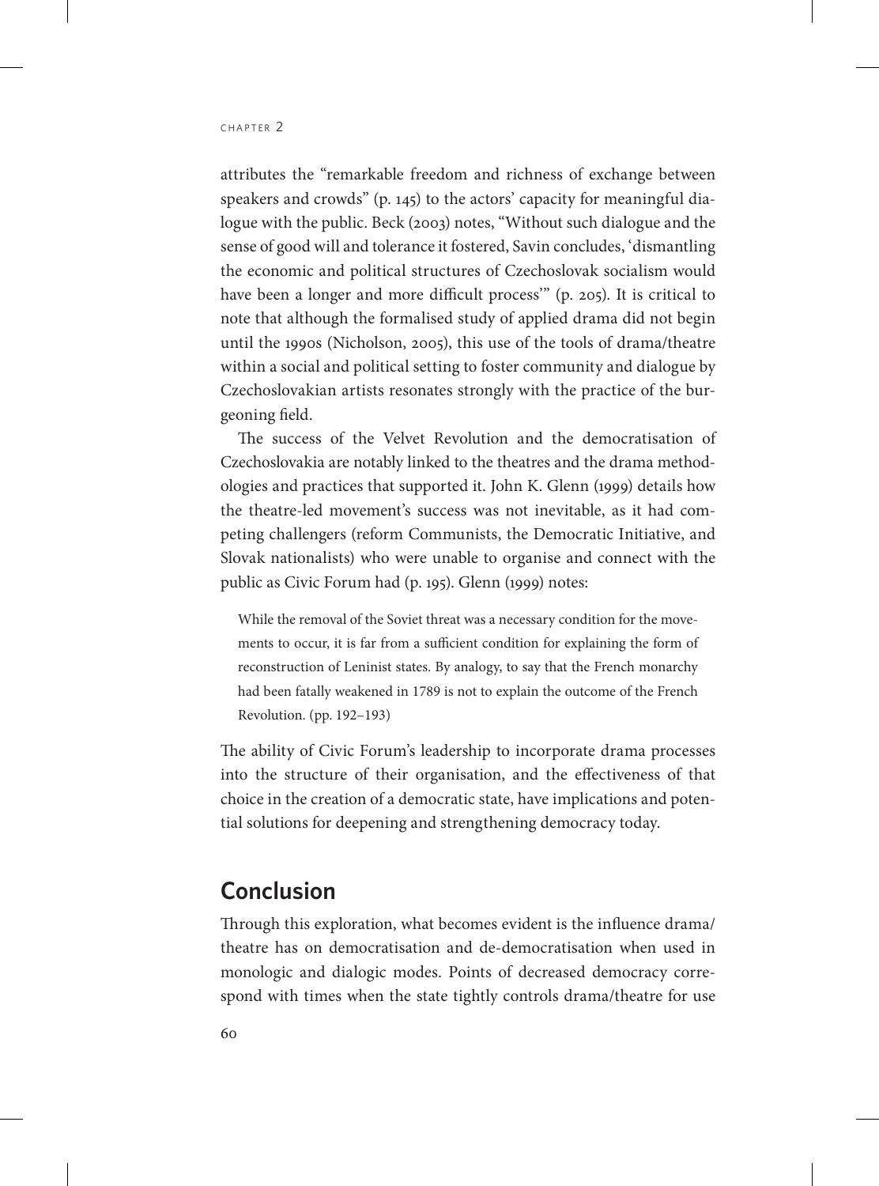attributes the "remarkable freedom and richness of exchange between speakers and crowds" (p. 145) to the actors' capacity for meaningful dialogue with the public. Beck (2003) notes, "Without such dialogue and the sense of good will and tolerance it fostered, Savin concludes, 'dismantling the economic and political structures of Czechoslovak socialism would have been a longer and more difficult process'" (p. 205). It is critical to note that although the formalised study of applied drama did not begin until the 1990s (Nicholson, 2005), this use of the tools of drama/theatre within a social and political setting to foster community and dialogue by Czechoslovakian artists resonates strongly with the practice of the burgeoning field.

The success of the Velvet Revolution and the democratisation of Czechoslovakia are notably linked to the theatres and the drama methodologies and practices that supported it. John K. Glenn (1999) details how the theatre-led movement's success was not inevitable, as it had competing challengers (reform Communists, the Democratic Initiative, and Slovak nationalists) who were unable to organise and connect with the public as Civic Forum had (p. 195). Glenn (1999) notes:

> While the removal of the Soviet threat was a necessary condition for the movements to occur, it is far from a sufficient condition for explaining the form of reconstruction of Leninist states. By analogy, to say that the French monarchy had been fatally weakened in 1789 is not to explain the outcome of the French Revolution. (pp. 192–193)

The ability of Civic Forum's leadership to incorporate drama processes into the structure of their organisation, and the effectiveness of that choice in the creation of a democratic state, have implications and potential solutions for deepening and strengthening democracy today.

## Conclusion

Through this exploration, what becomes evident is the influence drama/theatre has on democratisation and de-democratisation when used in monologic and dialogic modes. Points of decreased democracy correspond with times when the state tightly controls drama/theatre for use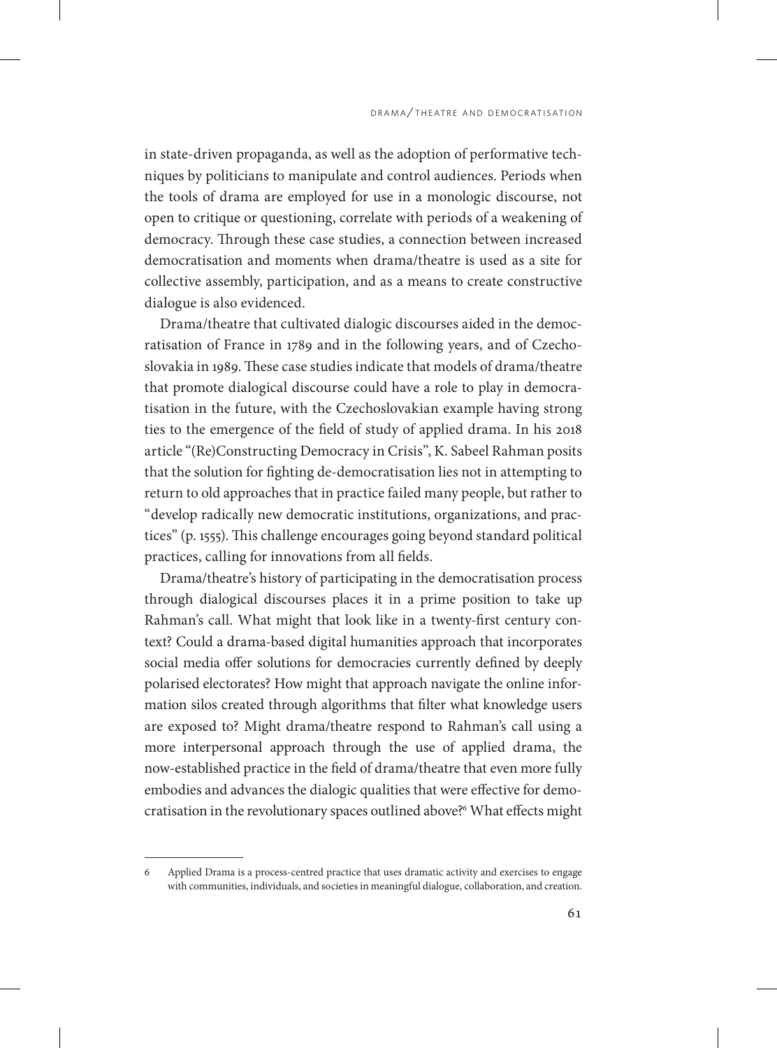in state-driven propaganda, as well as the adoption of performative techniques by politicians to manipulate and control audiences. Periods when the tools of drama are employed for use in a monologic discourse, not open to critique or questioning, correlate with periods of a weakening of democracy. Through these case studies, a connection between increased democratisation and moments when drama/theatre is used as a site for collective assembly, participation, and as a means to create constructive dialogue is also evidenced.

Drama/theatre that cultivated dialogic discourses aided in the democratisation of France in 1789 and in the following years, and of Czechoslovakia in 1989. These case studies indicate that models of drama/theatre that promote dialogical discourse could have a role to play in democratisation in the future, with the Czechoslovakian example having strong ties to the emergence of the field of study of applied drama. In his 2018 article "(Re)Constructing Democracy in Crisis", K. Sabeel Rahman posits that the solution for fighting de-democratisation lies not in attempting to return to old approaches that in practice failed many people, but rather to "develop radically new democratic institutions, organizations, and practices" (p. 1555). This challenge encourages going beyond standard political practices, calling for innovations from all fields.

Drama/theatre's history of participating in the democratisation process through dialogical discourses places it in a prime position to take up Rahman's call. What might that look like in a twenty-first century context? Could a drama-based digital humanities approach that incorporates social media offer solutions for democracies currently defined by deeply polarised electorates? How might that approach navigate the online information silos created through algorithms that filter what knowledge users are exposed to? Might drama/theatre respond to Rahman's call using a more interpersonal approach through the use of applied drama, the now-established practice in the field of drama/theatre that even more fully embodies and advances the dialogic qualities that were effective for democratisation in the revolutionary spaces outlined above?[6] What effects might

---

6 Applied Drama is a process-centred practice that uses dramatic activity and exercises to engage with communities, individuals, and societies in meaningful dialogue, collaboration, and creation.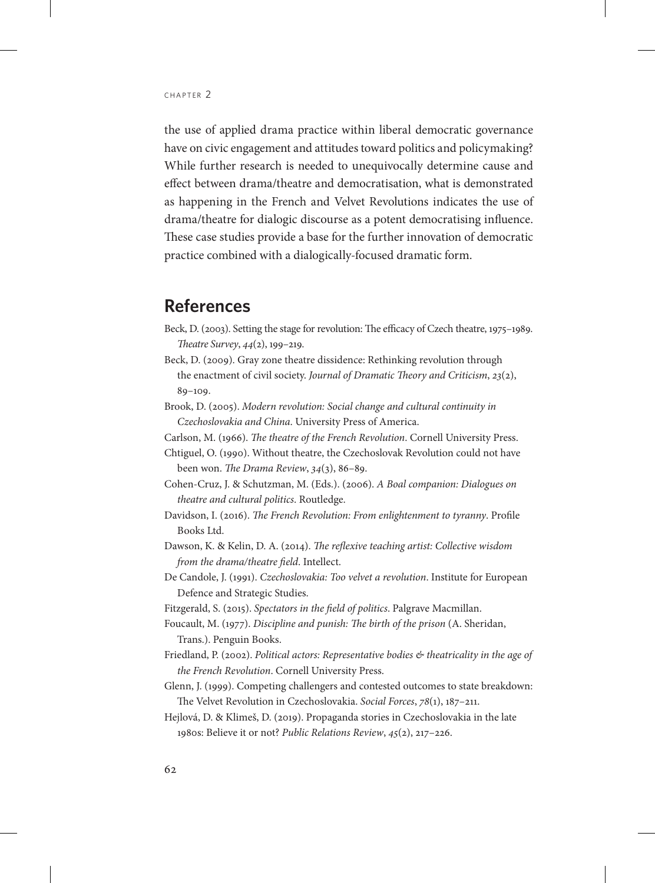the use of applied drama practice within liberal democratic governance have on civic engagement and attitudes toward politics and policymaking? While further research is needed to unequivocally determine cause and effect between drama/theatre and democratisation, what is demonstrated as happening in the French and Velvet Revolutions indicates the use of drama/theatre for dialogic discourse as a potent democratising influence. These case studies provide a base for the further innovation of democratic practice combined with a dialogically-focused dramatic form.

## References

Beck, D. (2003). Setting the stage for revolution: The efficacy of Czech theatre, 1975–1989. *Theatre Survey*, *44*(2), 199–219.

Beck, D. (2009). Gray zone theatre dissidence: Rethinking revolution through the enactment of civil society. *Journal of Dramatic Theory and Criticism*, *23*(2), 89–109.

Brook, D. (2005). *Modern revolution: Social change and cultural continuity in Czechoslovakia and China*. University Press of America.

Carlson, M. (1966). *The theatre of the French Revolution*. Cornell University Press.

Chtiguel, O. (1990). Without theatre, the Czechoslovak Revolution could not have been won. *The Drama Review*, *34*(3), 86–89.

Cohen-Cruz, J. & Schutzman, M. (Eds.). (2006). *A Boal companion: Dialogues on theatre and cultural politics*. Routledge.

Davidson, I. (2016). *The French Revolution: From enlightenment to tyranny*. Profile Books Ltd.

Dawson, K. & Kelin, D. A. (2014). *The reflexive teaching artist: Collective wisdom from the drama/theatre field*. Intellect.

De Candole, J. (1991). *Czechoslovakia: Too velvet a revolution*. Institute for European Defence and Strategic Studies.

Fitzgerald, S. (2015). *Spectators in the field of politics*. Palgrave Macmillan.

Foucault, M. (1977). *Discipline and punish: The birth of the prison* (A. Sheridan, Trans.). Penguin Books.

Friedland, P. (2002). *Political actors: Representative bodies & theatricality in the age of the French Revolution*. Cornell University Press.

Glenn, J. (1999). Competing challengers and contested outcomes to state breakdown: The Velvet Revolution in Czechoslovakia. *Social Forces*, *78*(1), 187–211.

Hejlová, D. & Klimeš, D. (2019). Propaganda stories in Czechoslovakia in the late 1980s: Believe it or not? *Public Relations Review*, *45*(2), 217–226.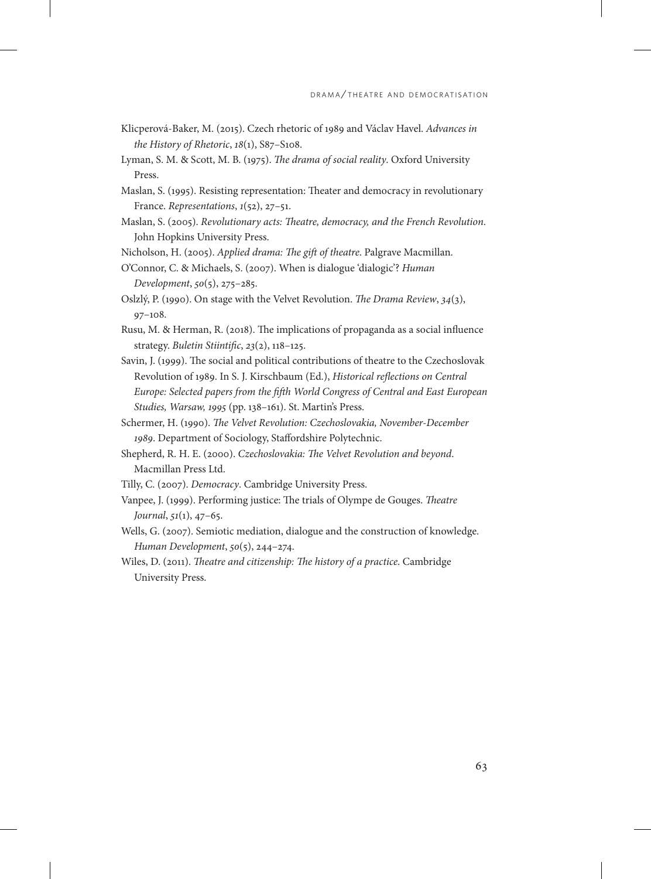Klicperová-Baker, M. (2015). Czech rhetoric of 1989 and Václav Havel. *Advances in the History of Rhetoric*, *18*(1), S87–S108.

Lyman, S. M. & Scott, M. B. (1975). *The drama of social reality*. Oxford University Press.

Maslan, S. (1995). Resisting representation: Theater and democracy in revolutionary France. *Representations*, *1*(52), 27–51.

Maslan, S. (2005). *Revolutionary acts: Theatre, democracy, and the French Revolution*. John Hopkins University Press.

Nicholson, H. (2005). *Applied drama: The gift of theatre*. Palgrave Macmillan.

O'Connor, C. & Michaels, S. (2007). When is dialogue 'dialogic'? *Human Development*, *50*(5), 275–285.

Oslzlý, P. (1990). On stage with the Velvet Revolution. *The Drama Review*, *34*(3), 97–108.

Rusu, M. & Herman, R. (2018). The implications of propaganda as a social influence strategy. *Buletin Stiintific*, *23*(2), 118–125.

Savin, J. (1999). The social and political contributions of theatre to the Czechoslovak Revolution of 1989. In S. J. Kirschbaum (Ed.), *Historical reflections on Central Europe: Selected papers from the fifth World Congress of Central and East European Studies, Warsaw, 1995* (pp. 138–161). St. Martin's Press.

Schermer, H. (1990). *The Velvet Revolution: Czechoslovakia, November-December 1989*. Department of Sociology, Staffordshire Polytechnic.

Shepherd, R. H. E. (2000). *Czechoslovakia: The Velvet Revolution and beyond*. Macmillan Press Ltd.

Tilly, C. (2007). *Democracy*. Cambridge University Press.

Vanpee, J. (1999). Performing justice: The trials of Olympe de Gouges. *Theatre Journal*, *51*(1), 47–65.

Wells, G. (2007). Semiotic mediation, dialogue and the construction of knowledge. *Human Development*, *50*(5), 244–274.

Wiles, D. (2011). *Theatre and citizenship: The history of a practice*. Cambridge University Press.